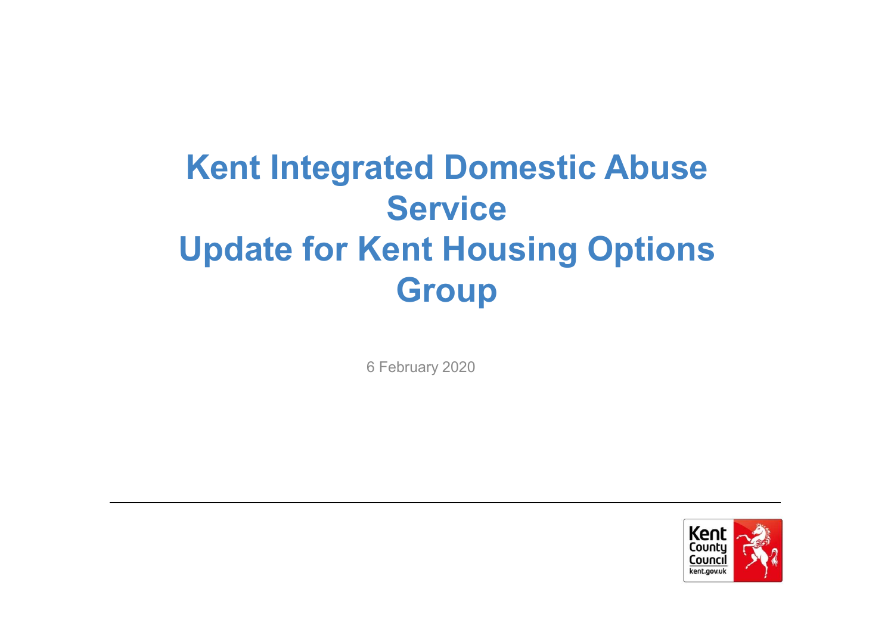# Kent Integrated Domestic Abuse Service
# Update for Kent Housing Options Group

6 February 2020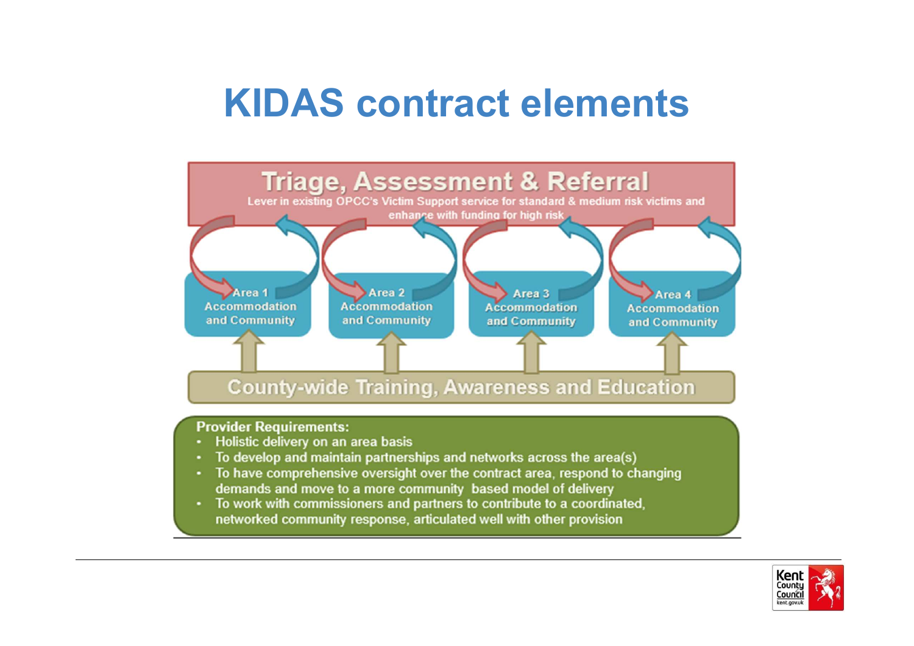# KIDAS contract elements

**Triage, Assessment & Referral**

Lever in existing OPCC's Victim Support service for standard & medium risk victims and enhance with funding for high risk

- Area 1 Accommodation and Community
- Area 2 Accommodation and Community
- Area 3 Accommodation and Community
- Area 4 Accommodation and Community

**County-wide Training, Awareness and Education**

**Provider Requirements:**

- Holistic delivery on an area basis
- To develop and maintain partnerships and networks across the area(s)
- To have comprehensive oversight over the contract area, respond to changing demands and move to a more community based model of delivery
- To work with commissioners and partners to contribute to a coordinated, networked community response, articulated well with other provision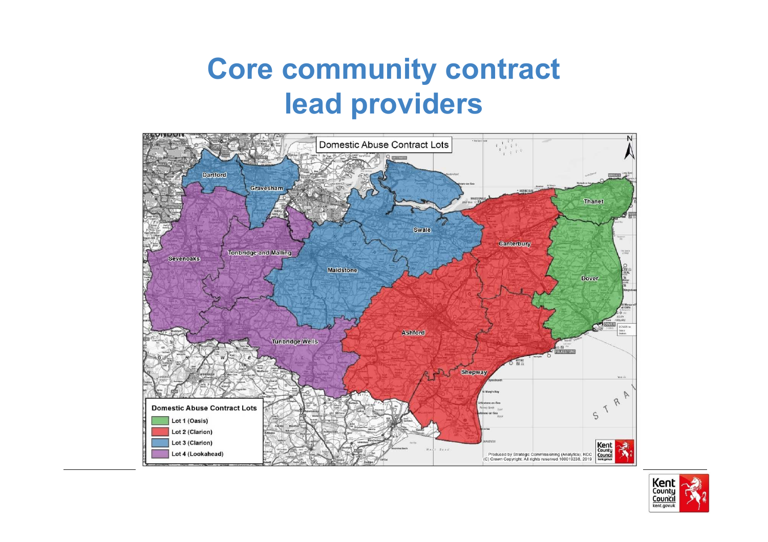# Core community contract lead providers

Domestic Abuse Contract Lots

| Domestic Abuse Contract Lots |
| --- |
| Lot 1 (Oasis) |
| Lot 2 (Clarion) |
| Lot 3 (Clarion) |
| Lot 4 (Lookahead) |

Dartford, Gravesham, Swale, Thanet, Canterbury, Sevenoaks, Tonbridge and Malling, Maidstone, Dover, Ashford, Tunbridge Wells, Shepway

Produced by Strategic Commissioning (Analytics), KCC
(C) Crown Copyright. All rights reserved 100019238, 2019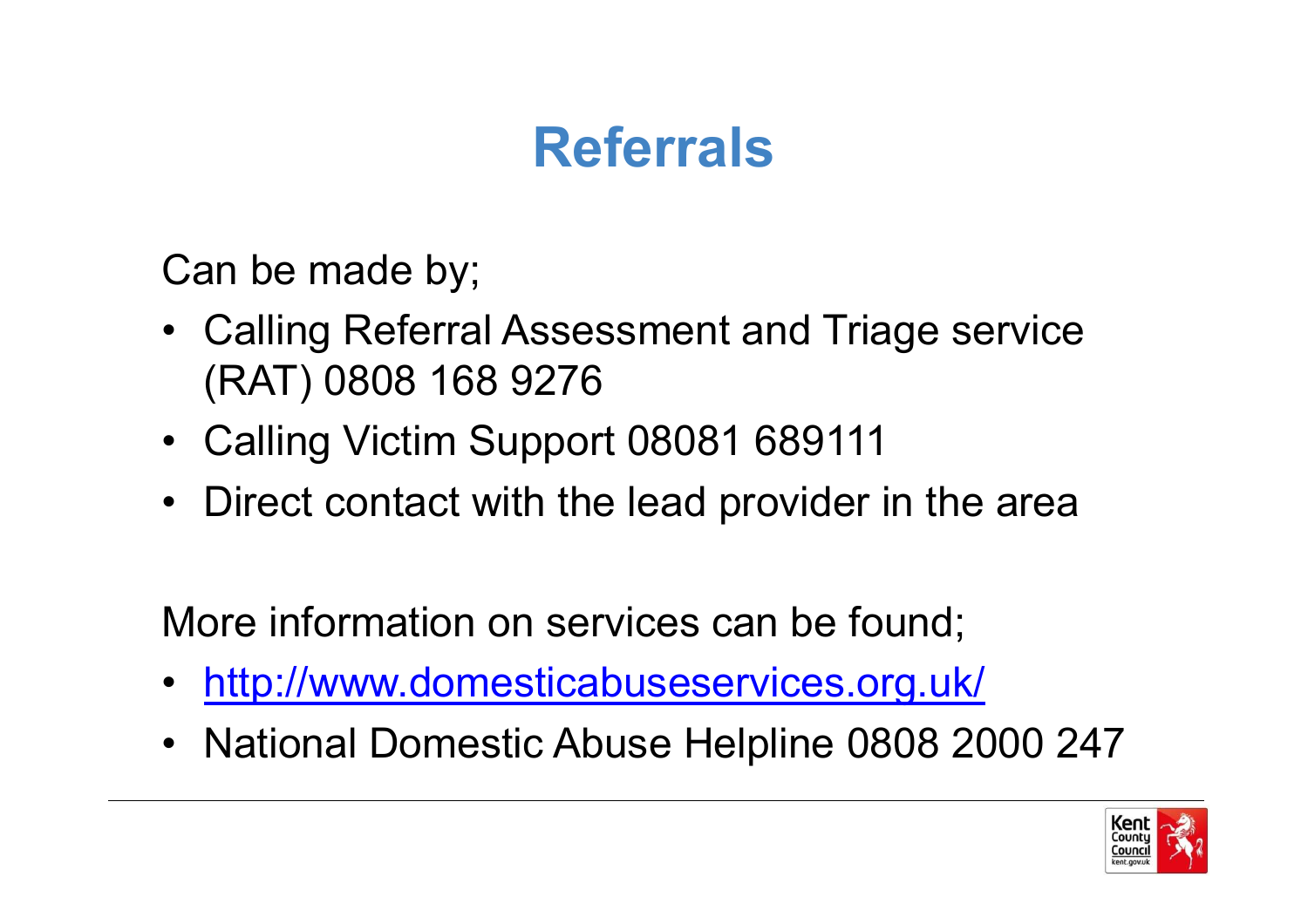# Referrals

Can be made by;

- Calling Referral Assessment and Triage service (RAT) 0808 168 9276
- Calling Victim Support 08081 689111
- Direct contact with the lead provider in the area

More information on services can be found;

- [http://www.domesticabuseservices.org.uk/](http://www.domesticabuseservices.org.uk/)
- National Domestic Abuse Helpline 0808 2000 247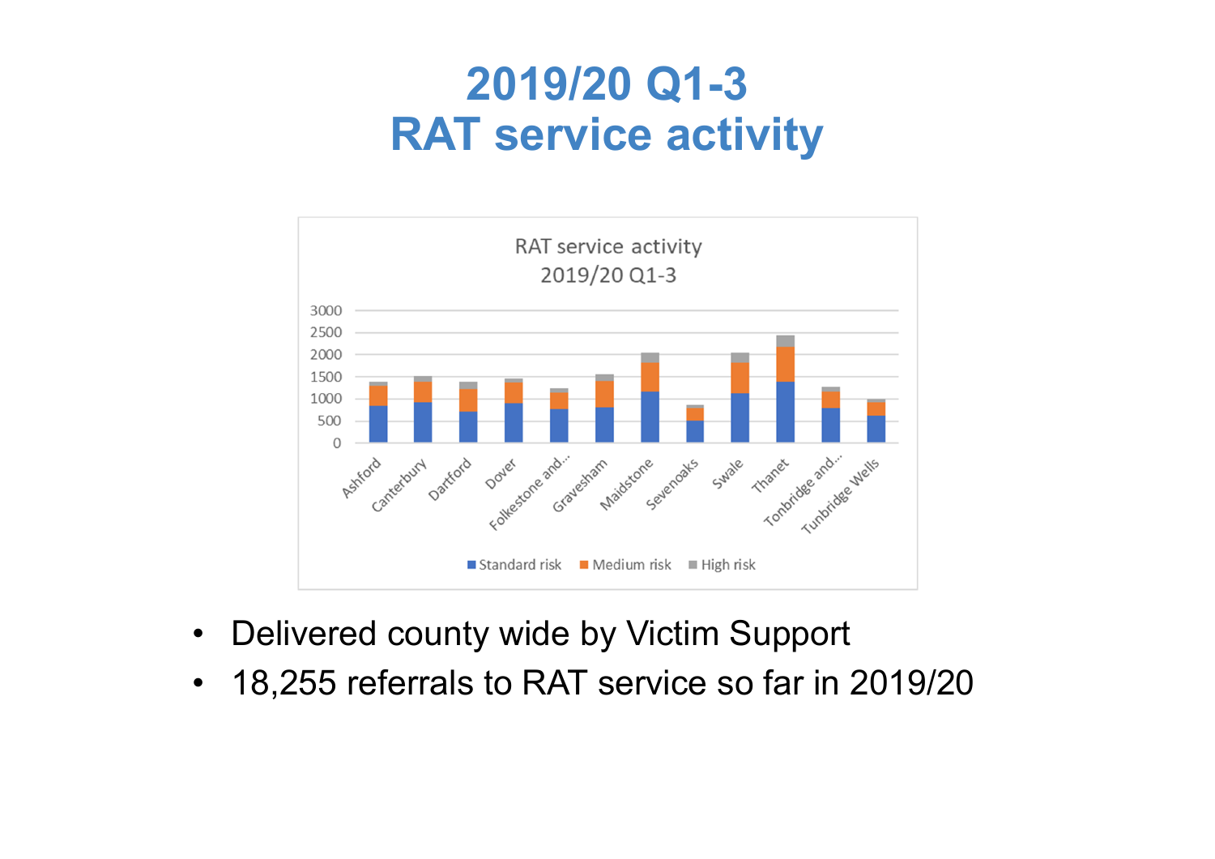# 2019/20 Q1-3
# RAT service activity

RAT service activity
2019/20 Q1-3

- Delivered county wide by Victim Support
- 18,255 referrals to RAT service so far in 2019/20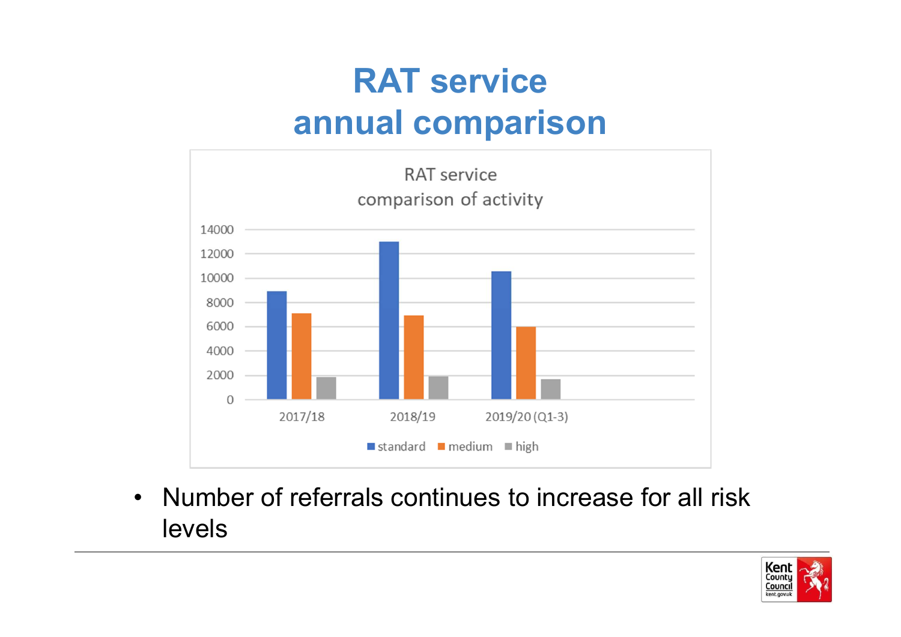# RAT service annual comparison

RAT service
comparison of activity

- Number of referrals continues to increase for all risk levels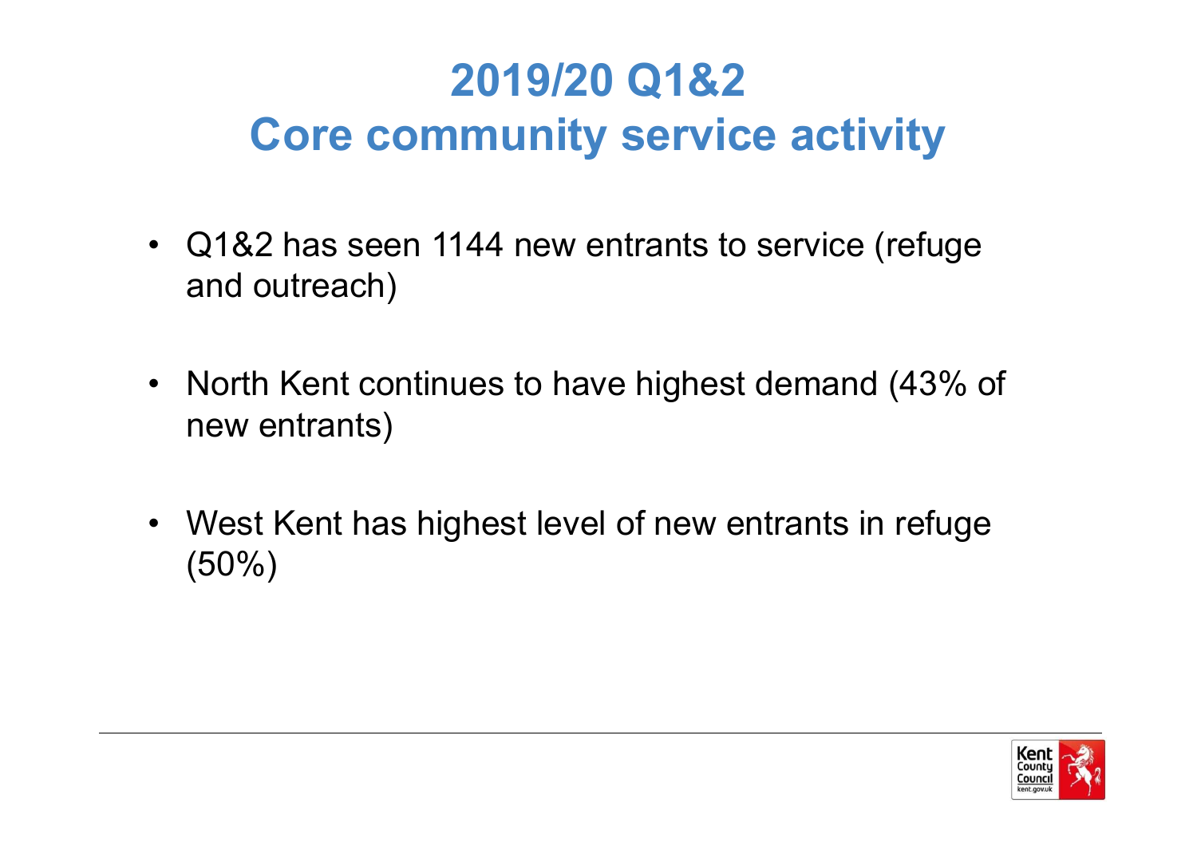# 2019/20 Q1&2
# Core community service activity

- Q1&2 has seen 1144 new entrants to service (refuge and outreach)

- North Kent continues to have highest demand (43% of new entrants)

- West Kent has highest level of new entrants in refuge (50%)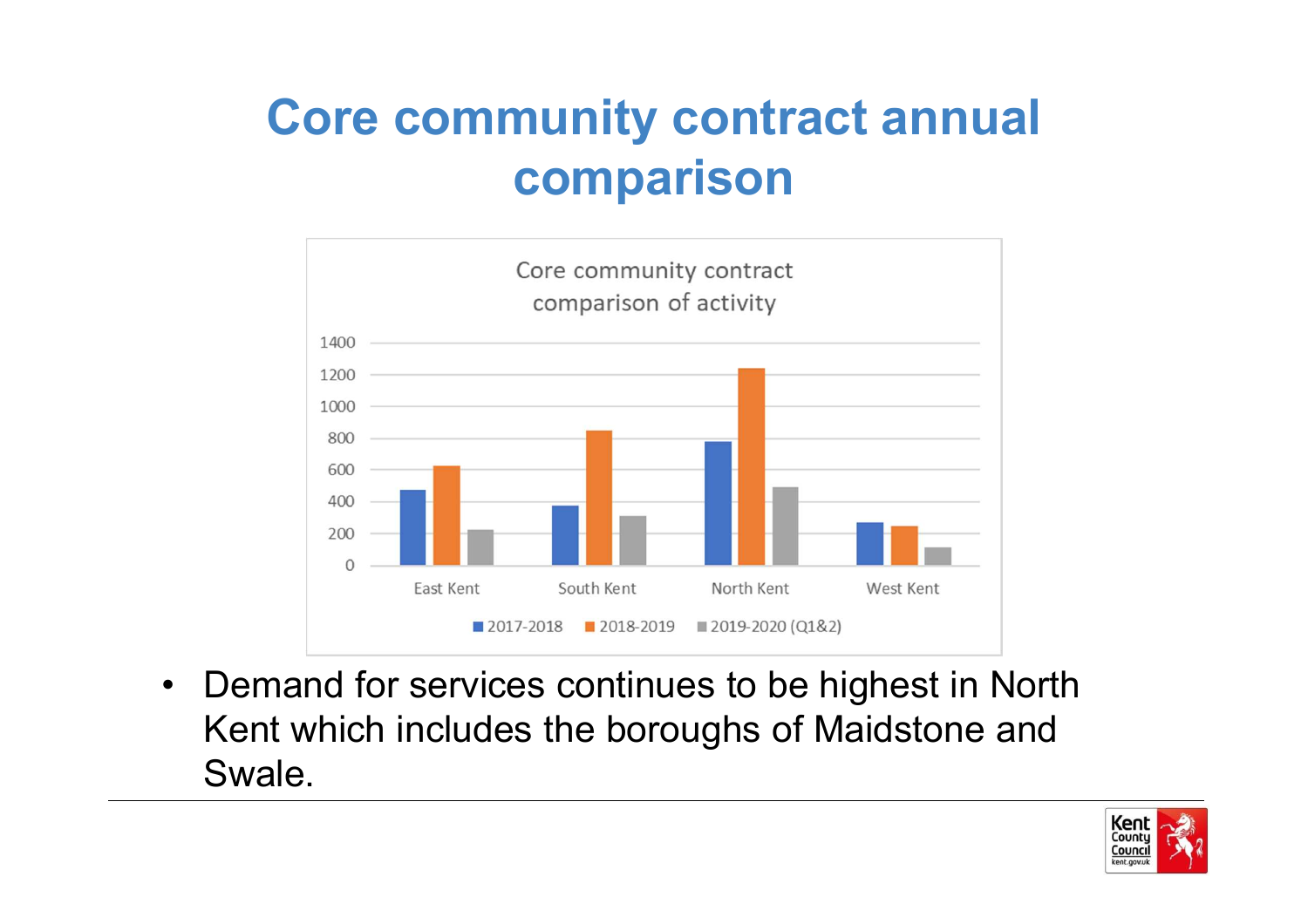# Core community contract annual comparison

Core community contract comparison of activity

- Demand for services continues to be highest in North Kent which includes the boroughs of Maidstone and Swale.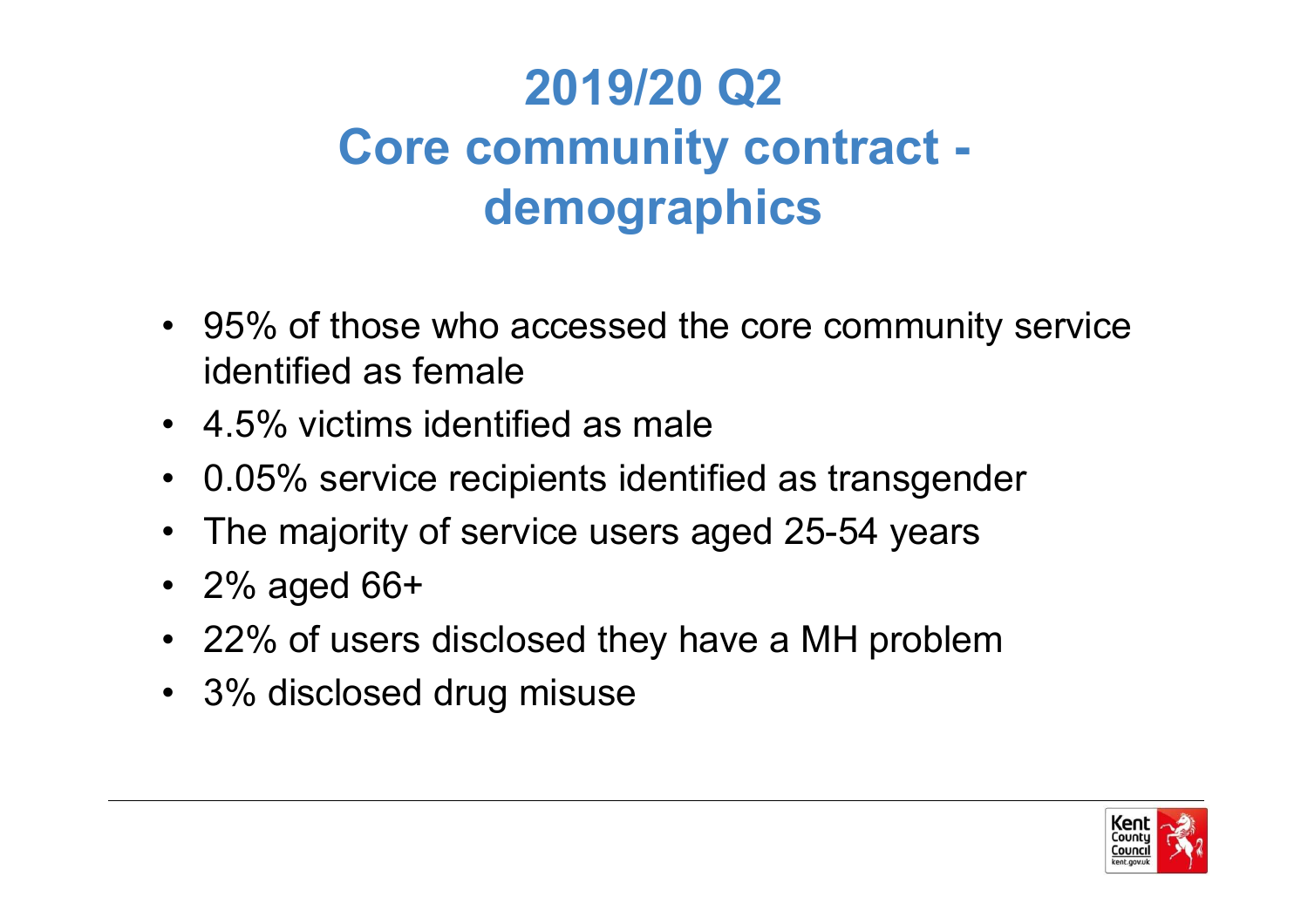# 2019/20 Q2
# Core community contract - demographics

- 95% of those who accessed the core community service identified as female
- 4.5% victims identified as male
- 0.05% service recipients identified as transgender
- The majority of service users aged 25-54 years
- 2% aged 66+
- 22% of users disclosed they have a MH problem
- 3% disclosed drug misuse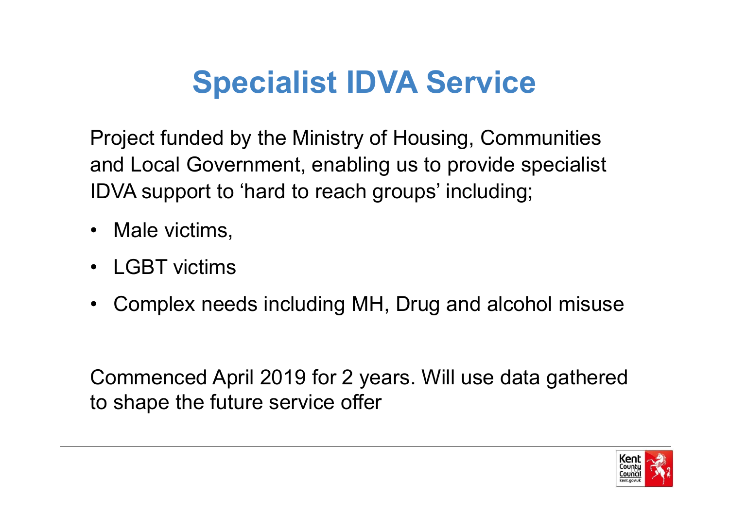# Specialist IDVA Service

Project funded by the Ministry of Housing, Communities and Local Government, enabling us to provide specialist IDVA support to 'hard to reach groups' including;

- Male victims,
- LGBT victims
- Complex needs including MH, Drug and alcohol misuse

Commenced April 2019 for 2 years. Will use data gathered to shape the future service offer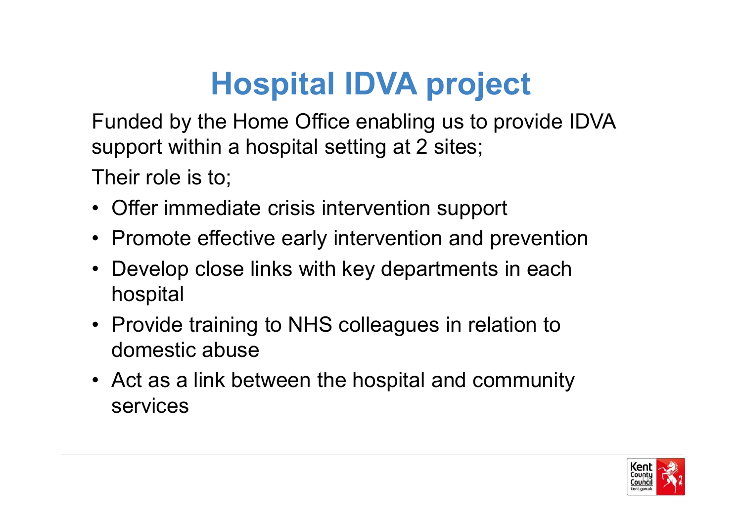# Hospital IDVA project

Funded by the Home Office enabling us to provide IDVA support within a hospital setting at 2 sites;

Their role is to;

- Offer immediate crisis intervention support
- Promote effective early intervention and prevention
- Develop close links with key departments in each hospital
- Provide training to NHS colleagues in relation to domestic abuse
- Act as a link between the hospital and community services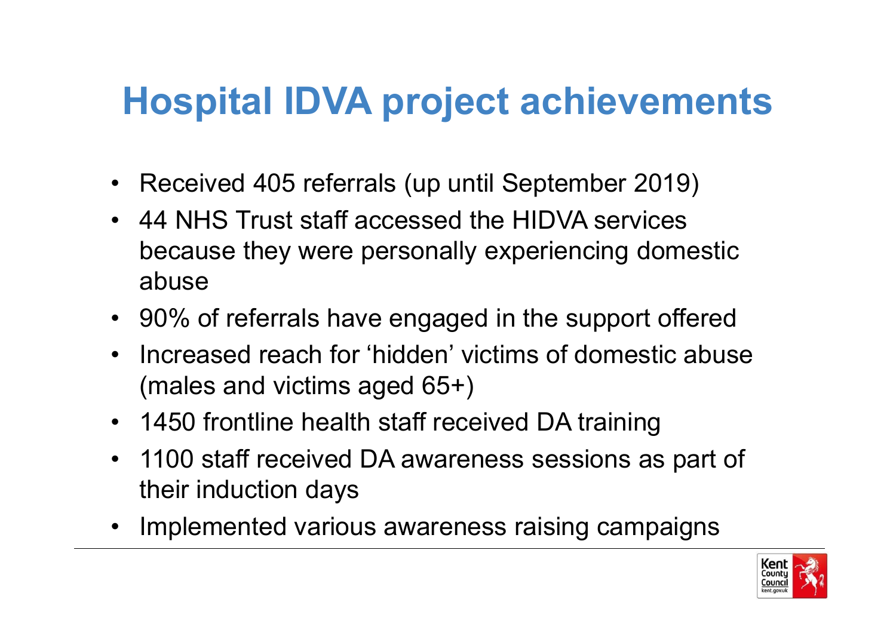# Hospital IDVA project achievements

- Received 405 referrals (up until September 2019)
- 44 NHS Trust staff accessed the HIDVA services because they were personally experiencing domestic abuse
- 90% of referrals have engaged in the support offered
- Increased reach for 'hidden' victims of domestic abuse (males and victims aged 65+)
- 1450 frontline health staff received DA training
- 1100 staff received DA awareness sessions as part of their induction days
- Implemented various awareness raising campaigns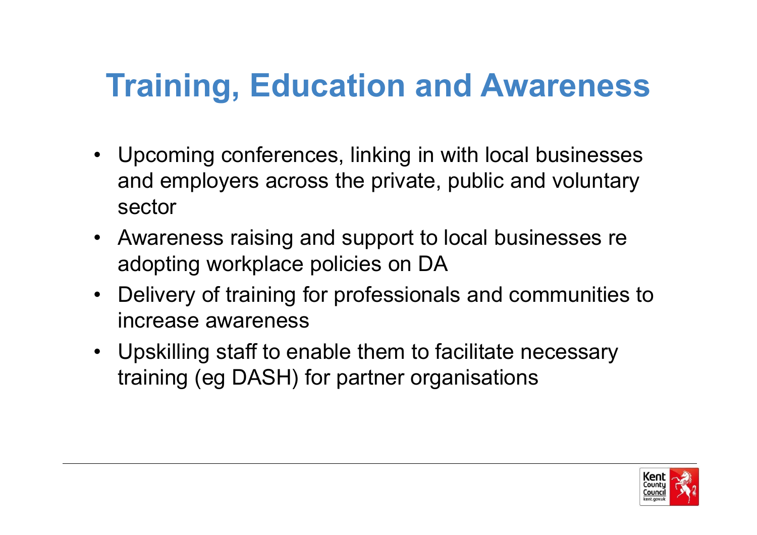# Training, Education and Awareness

- Upcoming conferences, linking in with local businesses and employers across the private, public and voluntary sector
- Awareness raising and support to local businesses re adopting workplace policies on DA
- Delivery of training for professionals and communities to increase awareness
- Upskilling staff to enable them to facilitate necessary training (eg DASH) for partner organisations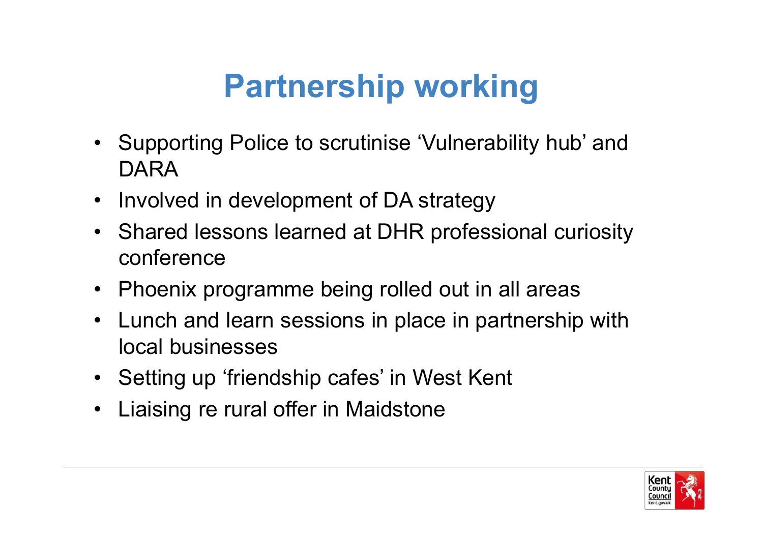# Partnership working

- Supporting Police to scrutinise 'Vulnerability hub' and DARA
- Involved in development of DA strategy
- Shared lessons learned at DHR professional curiosity conference
- Phoenix programme being rolled out in all areas
- Lunch and learn sessions in place in partnership with local businesses
- Setting up 'friendship cafes' in West Kent
- Liaising re rural offer in Maidstone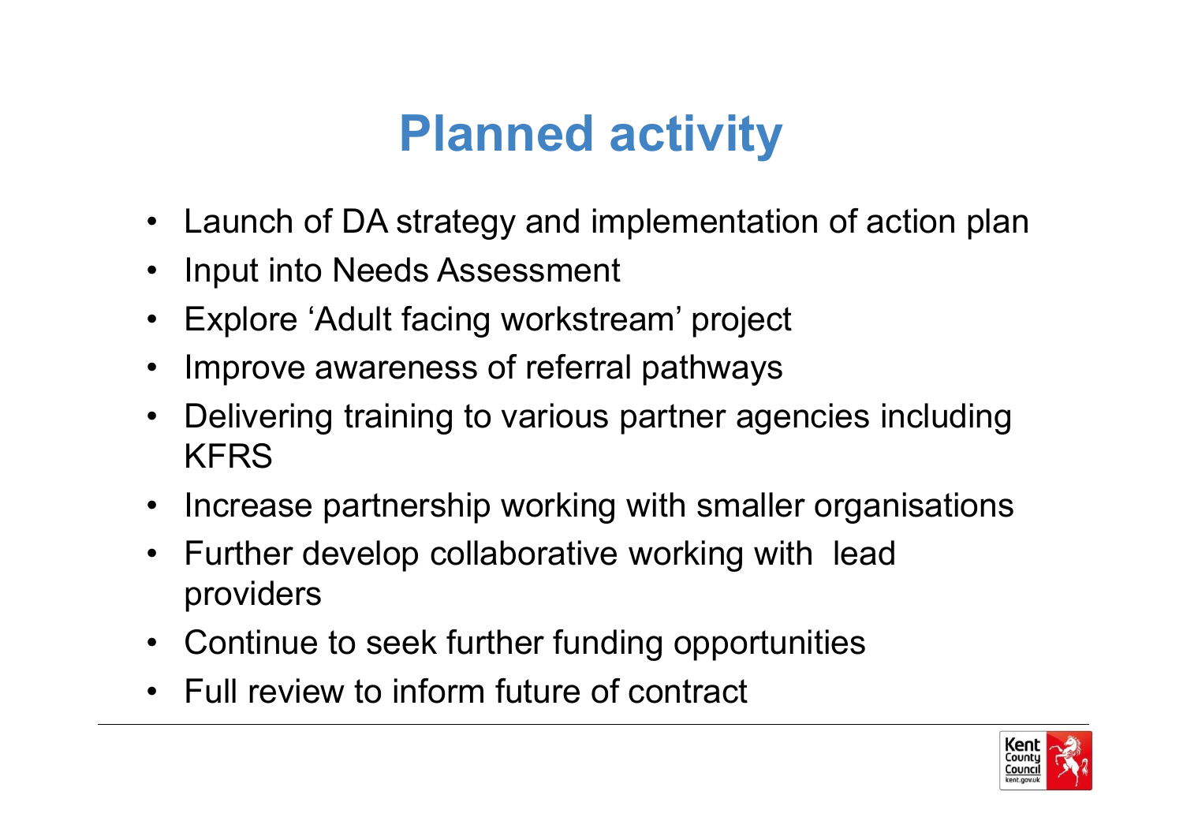# Planned activity

- Launch of DA strategy and implementation of action plan
- Input into Needs Assessment
- Explore 'Adult facing workstream' project
- Improve awareness of referral pathways
- Delivering training to various partner agencies including KFRS
- Increase partnership working with smaller organisations
- Further develop collaborative working with lead providers
- Continue to seek further funding opportunities
- Full review to inform future of contract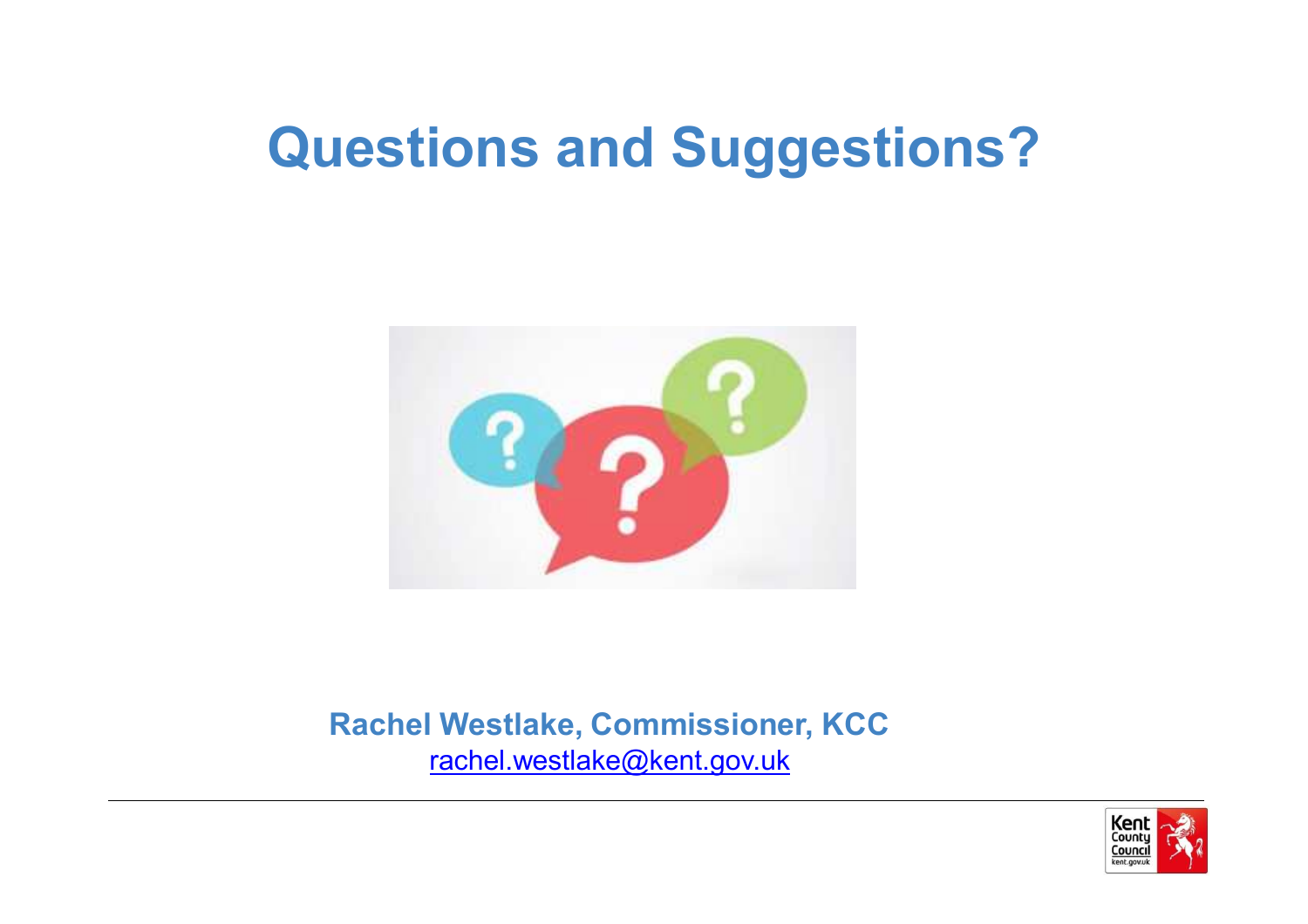# Questions and Suggestions?

**Rachel Westlake, Commissioner, KCC**
rachel.westlake@kent.gov.uk